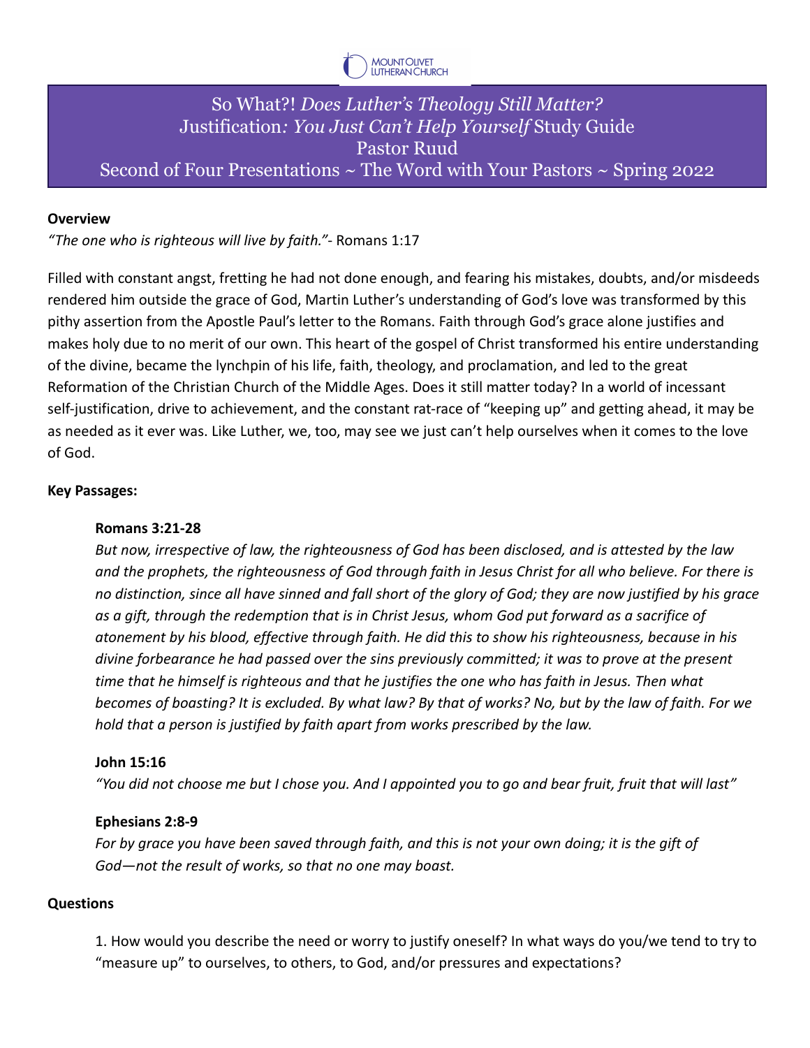MOUNT OLIVET LUTHERAN CHURCH

# So What?! *Does Luther's Theology Still Matter?*
## Justification*: You Just Can't Help Yourself* Study Guide
### Pastor Ruud
### Second of Four Presentations ~ The Word with Your Pastors ~ Spring 2022

**Overview**

*"The one who is righteous will live by faith."*- Romans 1:17

Filled with constant angst, fretting he had not done enough, and fearing his mistakes, doubts, and/or misdeeds rendered him outside the grace of God, Martin Luther's understanding of God's love was transformed by this pithy assertion from the Apostle Paul's letter to the Romans. Faith through God's grace alone justifies and makes holy due to no merit of our own. This heart of the gospel of Christ transformed his entire understanding of the divine, became the lynchpin of his life, faith, theology, and proclamation, and led to the great Reformation of the Christian Church of the Middle Ages. Does it still matter today? In a world of incessant self-justification, drive to achievement, and the constant rat-race of "keeping up" and getting ahead, it may be as needed as it ever was. Like Luther, we, too, may see we just can't help ourselves when it comes to the love of God.

**Key Passages:**

**Romans 3:21-28**

*But now, irrespective of law, the righteousness of God has been disclosed, and is attested by the law and the prophets, the righteousness of God through faith in Jesus Christ for all who believe. For there is no distinction, since all have sinned and fall short of the glory of God; they are now justified by his grace as a gift, through the redemption that is in Christ Jesus, whom God put forward as a sacrifice of atonement by his blood, effective through faith. He did this to show his righteousness, because in his divine forbearance he had passed over the sins previously committed; it was to prove at the present time that he himself is righteous and that he justifies the one who has faith in Jesus. Then what becomes of boasting? It is excluded. By what law? By that of works? No, but by the law of faith. For we hold that a person is justified by faith apart from works prescribed by the law.*

**John 15:16**

*"You did not choose me but I chose you. And I appointed you to go and bear fruit, fruit that will last"*

**Ephesians 2:8-9**

*For by grace you have been saved through faith, and this is not your own doing; it is the gift of God—not the result of works, so that no one may boast.*

**Questions**

1. How would you describe the need or worry to justify oneself? In what ways do you/we tend to try to "measure up" to ourselves, to others, to God, and/or pressures and expectations?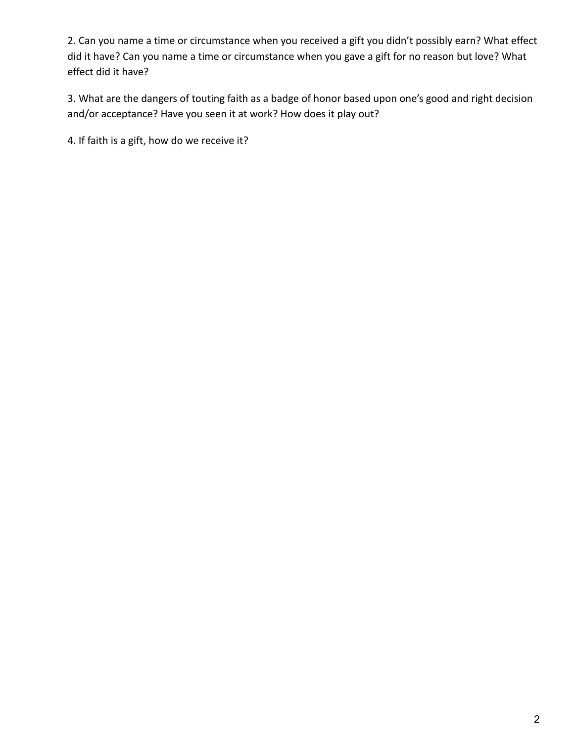2. Can you name a time or circumstance when you received a gift you didn't possibly earn? What effect did it have? Can you name a time or circumstance when you gave a gift for no reason but love? What effect did it have?

3. What are the dangers of touting faith as a badge of honor based upon one's good and right decision and/or acceptance? Have you seen it at work? How does it play out?

4. If faith is a gift, how do we receive it?